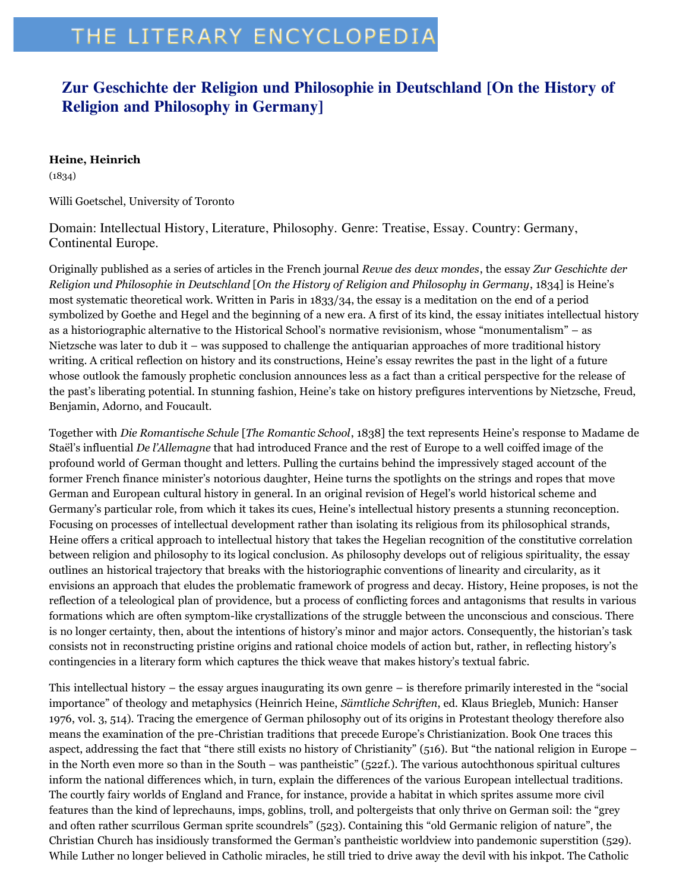# THE LITERARY ENCYCLOPEDIA

## Zur Geschichte der Religion und Philosophie in Deutschland [On the History of Religion and Philosophy in Germany]

**Heine, Heinrich**
(1834)

Willi Goetschel, University of Toronto

Domain: Intellectual History, Literature, Philosophy. Genre: Treatise, Essay. Country: Germany, Continental Europe.

Originally published as a series of articles in the French journal *Revue des deux mondes*, the essay *Zur Geschichte der Religion und Philosophie in Deutschland* [*On the History of Religion and Philosophy in Germany*, 1834] is Heine's most systematic theoretical work. Written in Paris in 1833/34, the essay is a meditation on the end of a period symbolized by Goethe and Hegel and the beginning of a new era. A first of its kind, the essay initiates intellectual history as a historiographic alternative to the Historical School's normative revisionism, whose "monumentalism" – as Nietzsche was later to dub it – was supposed to challenge the antiquarian approaches of more traditional history writing. A critical reflection on history and its constructions, Heine's essay rewrites the past in the light of a future whose outlook the famously prophetic conclusion announces less as a fact than a critical perspective for the release of the past's liberating potential. In stunning fashion, Heine's take on history prefigures interventions by Nietzsche, Freud, Benjamin, Adorno, and Foucault.

Together with *Die Romantische Schule* [*The Romantic School*, 1838] the text represents Heine's response to Madame de Staël's influential *De l'Allemagne* that had introduced France and the rest of Europe to a well coiffed image of the profound world of German thought and letters. Pulling the curtains behind the impressively staged account of the former French finance minister's notorious daughter, Heine turns the spotlights on the strings and ropes that move German and European cultural history in general. In an original revision of Hegel's world historical scheme and Germany's particular role, from which it takes its cues, Heine's intellectual history presents a stunning reconception. Focusing on processes of intellectual development rather than isolating its religious from its philosophical strands, Heine offers a critical approach to intellectual history that takes the Hegelian recognition of the constitutive correlation between religion and philosophy to its logical conclusion. As philosophy develops out of religious spirituality, the essay outlines an historical trajectory that breaks with the historiographic conventions of linearity and circularity, as it envisions an approach that eludes the problematic framework of progress and decay. History, Heine proposes, is not the reflection of a teleological plan of providence, but a process of conflicting forces and antagonisms that results in various formations which are often symptom-like crystallizations of the struggle between the unconscious and conscious. There is no longer certainty, then, about the intentions of history's minor and major actors. Consequently, the historian's task consists not in reconstructing pristine origins and rational choice models of action but, rather, in reflecting history's contingencies in a literary form which captures the thick weave that makes history's textual fabric.

This intellectual history – the essay argues inaugurating its own genre – is therefore primarily interested in the "social importance" of theology and metaphysics (Heinrich Heine, *Sämtliche Schriften*, ed. Klaus Briegleb, Munich: Hanser 1976, vol. 3, 514). Tracing the emergence of German philosophy out of its origins in Protestant theology therefore also means the examination of the pre-Christian traditions that precede Europe's Christianization. Book One traces this aspect, addressing the fact that "there still exists no history of Christianity" (516). But "the national religion in Europe – in the North even more so than in the South – was pantheistic" (522f.). The various autochthonous spiritual cultures inform the national differences which, in turn, explain the differences of the various European intellectual traditions. The courtly fairy worlds of England and France, for instance, provide a habitat in which sprites assume more civil features than the kind of leprechauns, imps, goblins, troll, and poltergeists that only thrive on German soil: the "grey and often rather scurrilous German sprite scoundrels" (523). Containing this "old Germanic religion of nature", the Christian Church has insidiously transformed the German's pantheistic worldview into pandemonic superstition (529). While Luther no longer believed in Catholic miracles, he still tried to drive away the devil with his inkpot. The Catholic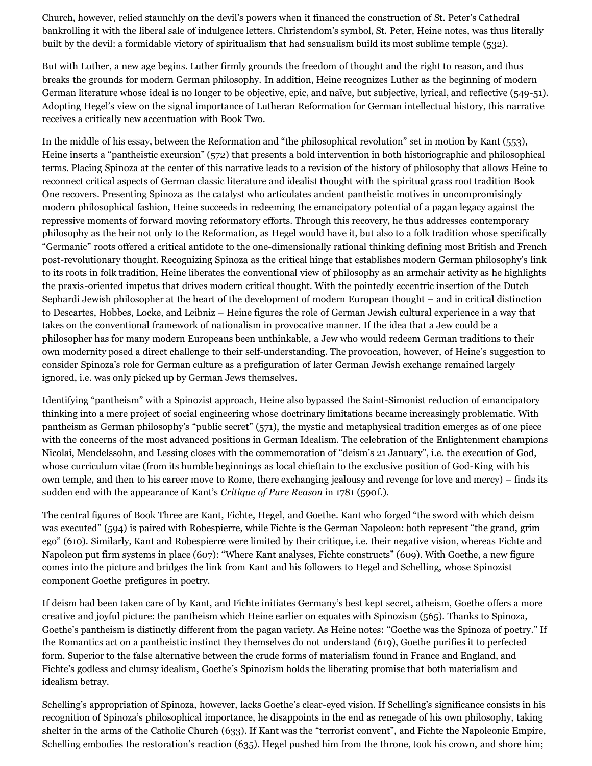Church, however, relied staunchly on the devil's powers when it financed the construction of St. Peter's Cathedral bankrolling it with the liberal sale of indulgence letters. Christendom's symbol, St. Peter, Heine notes, was thus literally built by the devil: a formidable victory of spiritualism that had sensualism build its most sublime temple (532).

But with Luther, a new age begins. Luther firmly grounds the freedom of thought and the right to reason, and thus breaks the grounds for modern German philosophy. In addition, Heine recognizes Luther as the beginning of modern German literature whose ideal is no longer to be objective, epic, and naïve, but subjective, lyrical, and reflective (549-51). Adopting Hegel's view on the signal importance of Lutheran Reformation for German intellectual history, this narrative receives a critically new accentuation with Book Two.

In the middle of his essay, between the Reformation and "the philosophical revolution" set in motion by Kant (553), Heine inserts a "pantheistic excursion" (572) that presents a bold intervention in both historiographic and philosophical terms. Placing Spinoza at the center of this narrative leads to a revision of the history of philosophy that allows Heine to reconnect critical aspects of German classic literature and idealist thought with the spiritual grass root tradition Book One recovers. Presenting Spinoza as the catalyst who articulates ancient pantheistic motives in uncompromisingly modern philosophical fashion, Heine succeeds in redeeming the emancipatory potential of a pagan legacy against the repressive moments of forward moving reformatory efforts. Through this recovery, he thus addresses contemporary philosophy as the heir not only to the Reformation, as Hegel would have it, but also to a folk tradition whose specifically "Germanic" roots offered a critical antidote to the one-dimensionally rational thinking defining most British and French post-revolutionary thought. Recognizing Spinoza as the critical hinge that establishes modern German philosophy's link to its roots in folk tradition, Heine liberates the conventional view of philosophy as an armchair activity as he highlights the praxis-oriented impetus that drives modern critical thought. With the pointedly eccentric insertion of the Dutch Sephardi Jewish philosopher at the heart of the development of modern European thought – and in critical distinction to Descartes, Hobbes, Locke, and Leibniz – Heine figures the role of German Jewish cultural experience in a way that takes on the conventional framework of nationalism in provocative manner. If the idea that a Jew could be a philosopher has for many modern Europeans been unthinkable, a Jew who would redeem German traditions to their own modernity posed a direct challenge to their self-understanding. The provocation, however, of Heine's suggestion to consider Spinoza's role for German culture as a prefiguration of later German Jewish exchange remained largely ignored, i.e. was only picked up by German Jews themselves.

Identifying "pantheism" with a Spinozist approach, Heine also bypassed the Saint-Simonist reduction of emancipatory thinking into a mere project of social engineering whose doctrinary limitations became increasingly problematic. With pantheism as German philosophy's "public secret" (571), the mystic and metaphysical tradition emerges as of one piece with the concerns of the most advanced positions in German Idealism. The celebration of the Enlightenment champions Nicolai, Mendelssohn, and Lessing closes with the commemoration of "deism's 21 January", i.e. the execution of God, whose curriculum vitae (from its humble beginnings as local chieftain to the exclusive position of God-King with his own temple, and then to his career move to Rome, there exchanging jealousy and revenge for love and mercy) – finds its sudden end with the appearance of Kant's *Critique of Pure Reason* in 1781 (590f.).

The central figures of Book Three are Kant, Fichte, Hegel, and Goethe. Kant who forged "the sword with which deism was executed" (594) is paired with Robespierre, while Fichte is the German Napoleon: both represent "the grand, grim ego" (610). Similarly, Kant and Robespierre were limited by their critique, i.e. their negative vision, whereas Fichte and Napoleon put firm systems in place (607): "Where Kant analyses, Fichte constructs" (609). With Goethe, a new figure comes into the picture and bridges the link from Kant and his followers to Hegel and Schelling, whose Spinozist component Goethe prefigures in poetry.

If deism had been taken care of by Kant, and Fichte initiates Germany's best kept secret, atheism, Goethe offers a more creative and joyful picture: the pantheism which Heine earlier on equates with Spinozism (565). Thanks to Spinoza, Goethe's pantheism is distinctly different from the pagan variety. As Heine notes: "Goethe was the Spinoza of poetry." If the Romantics act on a pantheistic instinct they themselves do not understand (619), Goethe purifies it to perfected form. Superior to the false alternative between the crude forms of materialism found in France and England, and Fichte's godless and clumsy idealism, Goethe's Spinozism holds the liberating promise that both materialism and idealism betray.

Schelling's appropriation of Spinoza, however, lacks Goethe's clear-eyed vision. If Schelling's significance consists in his recognition of Spinoza's philosophical importance, he disappoints in the end as renegade of his own philosophy, taking shelter in the arms of the Catholic Church (633). If Kant was the "terrorist convent", and Fichte the Napoleonic Empire, Schelling embodies the restoration's reaction (635). Hegel pushed him from the throne, took his crown, and shore him;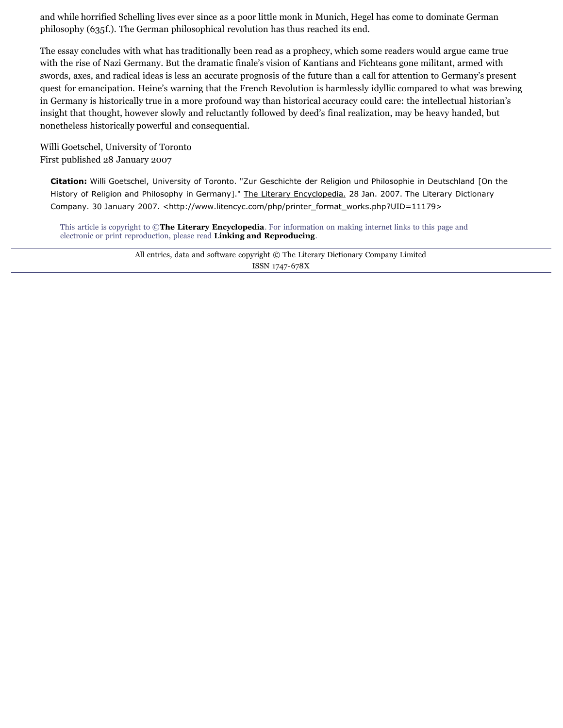and while horrified Schelling lives ever since as a poor little monk in Munich, Hegel has come to dominate German philosophy (635f.). The German philosophical revolution has thus reached its end.

The essay concludes with what has traditionally been read as a prophecy, which some readers would argue came true with the rise of Nazi Germany. But the dramatic finale's vision of Kantians and Fichteans gone militant, armed with swords, axes, and radical ideas is less an accurate prognosis of the future than a call for attention to Germany's present quest for emancipation. Heine's warning that the French Revolution is harmlessly idyllic compared to what was brewing in Germany is historically true in a more profound way than historical accuracy could care: the intellectual historian's insight that thought, however slowly and reluctantly followed by deed's final realization, may be heavy handed, but nonetheless historically powerful and consequential.

Willi Goetschel, University of Toronto
First published 28 January 2007

**Citation:** Willi Goetschel, University of Toronto. "Zur Geschichte der Religion und Philosophie in Deutschland [On the History of Religion and Philosophy in Germany]." The Literary Encyclopedia. 28 Jan. 2007. The Literary Dictionary Company. 30 January 2007. <http://www.litencyc.com/php/printer_format_works.php?UID=11179>

This article is copyright to ©**The Literary Encyclopedia**. For information on making internet links to this page and electronic or print reproduction, please read **Linking and Reproducing**.

All entries, data and software copyright © The Literary Dictionary Company Limited
ISSN 1747-678X